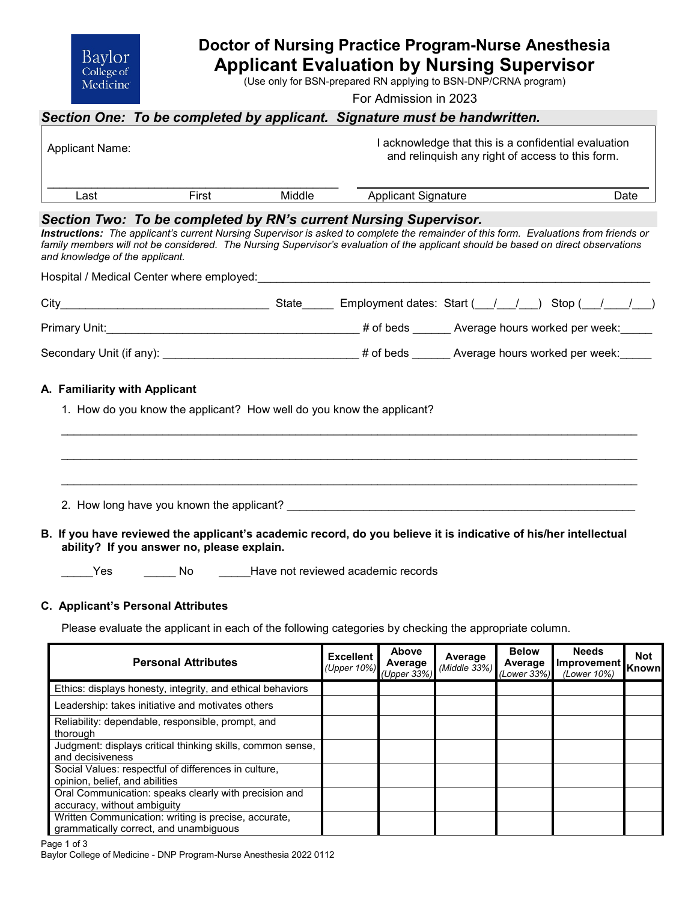Baylor College of Medicine

# Doctor of Nursing Practice Program-Nurse Anesthesia

## Applicant Evaluation by Nursing Supervisor

(Use only for BSN-prepared RN applying to BSN-DNP/CRNA program)

For Admission in 2023

### *Section One: To be completed by applicant. Signature must be handwritten.*

Applicant Name:

I acknowledge that this is a confidential evaluation and relinquish any right of access to this form.

_______________________________________________ _______________________________________________

Last First Middle Applicant Signature Date

### *Section Two: To be completed by RN's current Nursing Supervisor.*

***Instructions:** The applicant's current Nursing Supervisor is asked to complete the remainder of this form. Evaluations from friends or family members will not be considered. The Nursing Supervisor's evaluation of the applicant should be based on direct observations and knowledge of the applicant.*

Hospital / Medical Center where employed:_______________________________________________

City_________________________________ State_____ Employment dates: Start (___/___/___) Stop (___/____/___)

Primary Unit:_________________________________________ # of beds ______ Average hours worked per week:_____

Secondary Unit (if any): _______________________________ # of beds ______ Average hours worked per week:_____

**A. Familiarity with Applicant**

1. How do you know the applicant? How well do you know the applicant?

_____________________________________________________________________________________

_____________________________________________________________________________________

_____________________________________________________________________________________

2. How long have you known the applicant? _______________________________________________

**B. If you have reviewed the applicant's academic record, do you believe it is indicative of his/her intellectual ability? If you answer no, please explain.**

_____Yes _____ No _____Have not reviewed academic records

**C. Applicant's Personal Attributes**

Please evaluate the applicant in each of the following categories by checking the appropriate column.

| Personal Attributes | Excellent *(Upper 10%)* | Above Average *(Upper 33%)* | Average *(Middle 33%)* | Below Average *(Lower 33%)* | Needs Improvement *(Lower 10%)* | Not Known |
|---|---|---|---|---|---|---|
| Ethics: displays honesty, integrity, and ethical behaviors | | | | | | |
| Leadership: takes initiative and motivates others | | | | | | |
| Reliability: dependable, responsible, prompt, and thorough | | | | | | |
| Judgment: displays critical thinking skills, common sense, and decisiveness | | | | | | |
| Social Values: respectful of differences in culture, opinion, belief, and abilities | | | | | | |
| Oral Communication: speaks clearly with precision and accuracy, without ambiguity | | | | | | |
| Written Communication: writing is precise, accurate, grammatically correct, and unambiguous | | | | | | |

Baylor College of Medicine - DNP Program-Nurse Anesthesia 2022 0112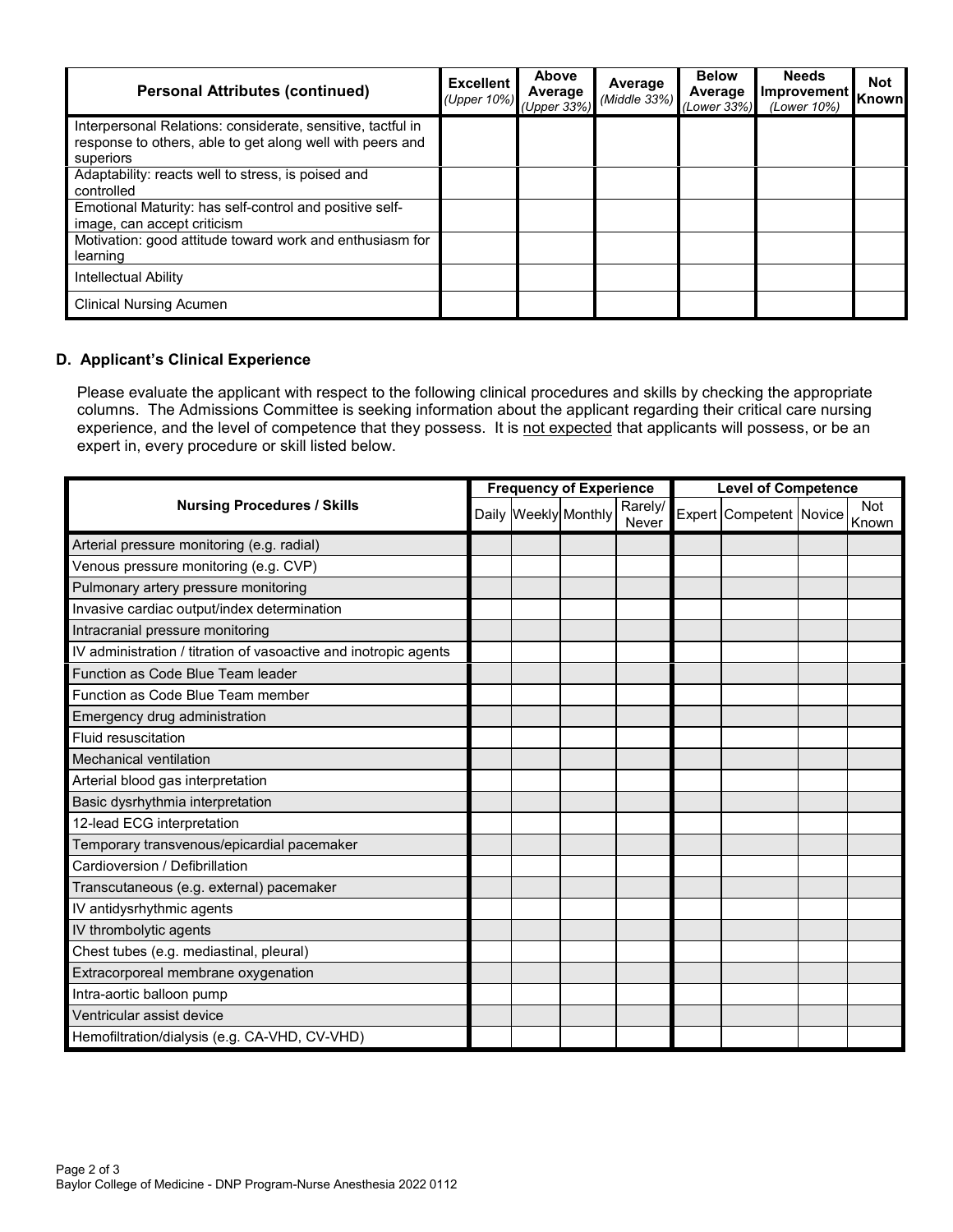| Personal Attributes (continued) | Excellent *(Upper 10%)* | Above Average *(Upper 33%)* | Average *(Middle 33%)* | Below Average *(Lower 33%)* | Needs Improvement *(Lower 10%)* | Not Known |
|---|---|---|---|---|---|---|
| Interpersonal Relations: considerate, sensitive, tactful in response to others, able to get along well with peers and superiors | | | | | | |
| Adaptability: reacts well to stress, is poised and controlled | | | | | | |
| Emotional Maturity: has self-control and positive self-image, can accept criticism | | | | | | |
| Motivation: good attitude toward work and enthusiasm for learning | | | | | | |
| Intellectual Ability | | | | | | |
| Clinical Nursing Acumen | | | | | | |

### D. Applicant's Clinical Experience

Please evaluate the applicant with respect to the following clinical procedures and skills by checking the appropriate columns. The Admissions Committee is seeking information about the applicant regarding their critical care nursing experience, and the level of competence that they possess. It is not expected that applicants will possess, or be an expert in, every procedure or skill listed below.

| Nursing Procedures / Skills | Frequency of Experience | | | | Level of Competence | | | |
|---|---|---|---|---|---|---|---|---|
| | Daily | Weekly | Monthly | Rarely/ Never | Expert | Competent | Novice | Not Known |
| Arterial pressure monitoring (e.g. radial) | | | | | | | | |
| Venous pressure monitoring (e.g. CVP) | | | | | | | | |
| Pulmonary artery pressure monitoring | | | | | | | | |
| Invasive cardiac output/index determination | | | | | | | | |
| Intracranial pressure monitoring | | | | | | | | |
| IV administration / titration of vasoactive and inotropic agents | | | | | | | | |
| Function as Code Blue Team leader | | | | | | | | |
| Function as Code Blue Team member | | | | | | | | |
| Emergency drug administration | | | | | | | | |
| Fluid resuscitation | | | | | | | | |
| Mechanical ventilation | | | | | | | | |
| Arterial blood gas interpretation | | | | | | | | |
| Basic dysrhythmia interpretation | | | | | | | | |
| 12-lead ECG interpretation | | | | | | | | |
| Temporary transvenous/epicardial pacemaker | | | | | | | | |
| Cardioversion / Defibrillation | | | | | | | | |
| Transcutaneous (e.g. external) pacemaker | | | | | | | | |
| IV antidysrhythmic agents | | | | | | | | |
| IV thrombolytic agents | | | | | | | | |
| Chest tubes (e.g. mediastinal, pleural) | | | | | | | | |
| Extracorporeal membrane oxygenation | | | | | | | | |
| Intra-aortic balloon pump | | | | | | | | |
| Ventricular assist device | | | | | | | | |
| Hemofiltration/dialysis (e.g. CA-VHD, CV-VHD) | | | | | | | | |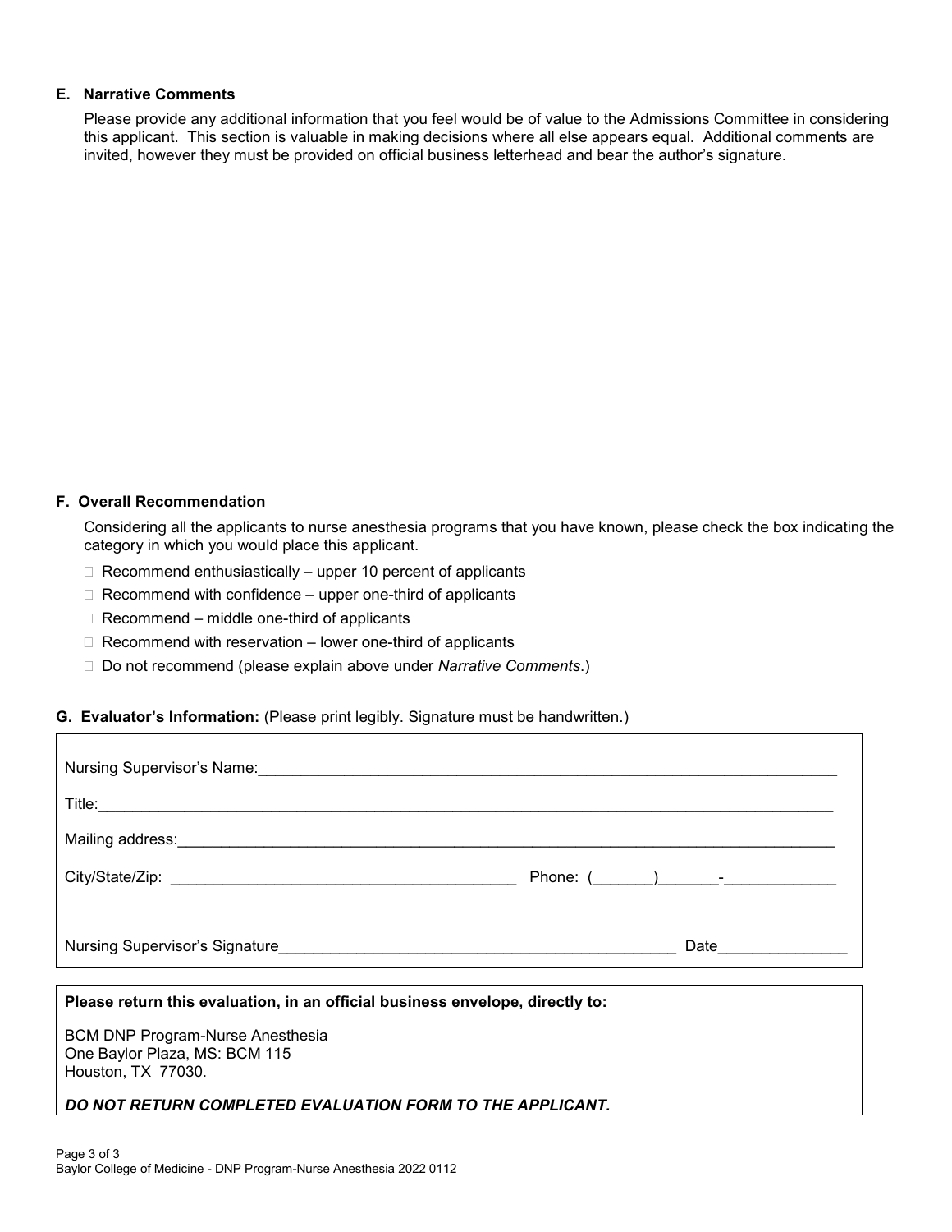### E. Narrative Comments

Please provide any additional information that you feel would be of value to the Admissions Committee in considering this applicant. This section is valuable in making decisions where all else appears equal. Additional comments are invited, however they must be provided on official business letterhead and bear the author's signature.

### F. Overall Recommendation

Considering all the applicants to nurse anesthesia programs that you have known, please check the box indicating the category in which you would place this applicant.

- ☐ Recommend enthusiastically – upper 10 percent of applicants
- ☐ Recommend with confidence – upper one-third of applicants
- ☐ Recommend – middle one-third of applicants
- ☐ Recommend with reservation – lower one-third of applicants
- ☐ Do not recommend (please explain above under *Narrative Comments*.)

### G. Evaluator's Information: (Please print legibly. Signature must be handwritten.)

Nursing Supervisor's Name:\_\_\_\_\_\_\_\_\_\_\_\_\_\_\_\_\_\_\_\_\_\_\_\_\_\_\_\_\_\_\_\_\_\_\_\_\_\_\_\_

Title:\_\_\_\_\_\_\_\_\_\_\_\_\_\_\_\_\_\_\_\_\_\_\_\_\_\_\_\_\_\_\_\_\_\_\_\_\_\_\_\_\_\_\_\_\_\_\_\_\_\_

Mailing address:\_\_\_\_\_\_\_\_\_\_\_\_\_\_\_\_\_\_\_\_\_\_\_\_\_\_\_\_\_\_\_\_\_\_\_\_\_\_\_\_\_\_\_\_

City/State/Zip: \_\_\_\_\_\_\_\_\_\_\_\_\_\_\_\_\_\_\_\_\_\_\_\_\_\_ Phone: (\_\_\_\_\_\_\_)\_\_\_\_\_\_\_-\_\_\_\_\_\_\_\_\_\_\_\_\_

Nursing Supervisor's Signature\_\_\_\_\_\_\_\_\_\_\_\_\_\_\_\_\_\_\_\_\_\_\_\_\_\_\_\_\_\_\_\_ Date\_\_\_\_\_\_\_\_\_\_\_\_\_\_\_

**Please return this evaluation, in an official business envelope, directly to:**

BCM DNP Program-Nurse Anesthesia
One Baylor Plaza, MS: BCM 115
Houston, TX 77030.

***DO NOT RETURN COMPLETED EVALUATION FORM TO THE APPLICANT.***